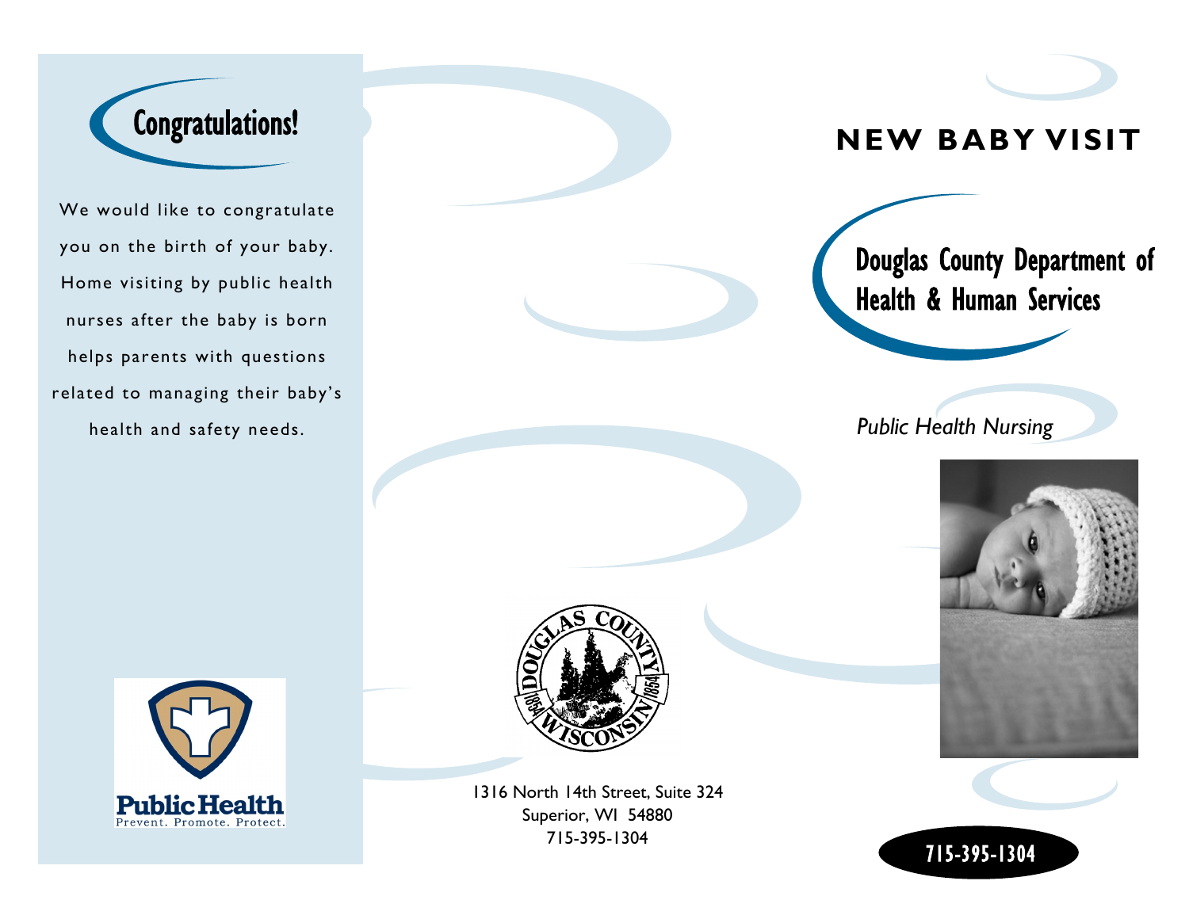## Congratulations!

We would like to congratulate you on the birth of your baby. Home visiting by public health nurses after the baby is born helps parents with questions related to managing their baby's health and safety needs.

Public Health
Prevent. Promote. Protect.

DOUGLAS COUNTY WISCONSIN 1854

1316 North 14th Street, Suite 324
Superior, WI 54880
715-395-1304

# NEW BABY VISIT

## Douglas County Department of Health & Human Services

*Public Health Nursing*

**715-395-1304**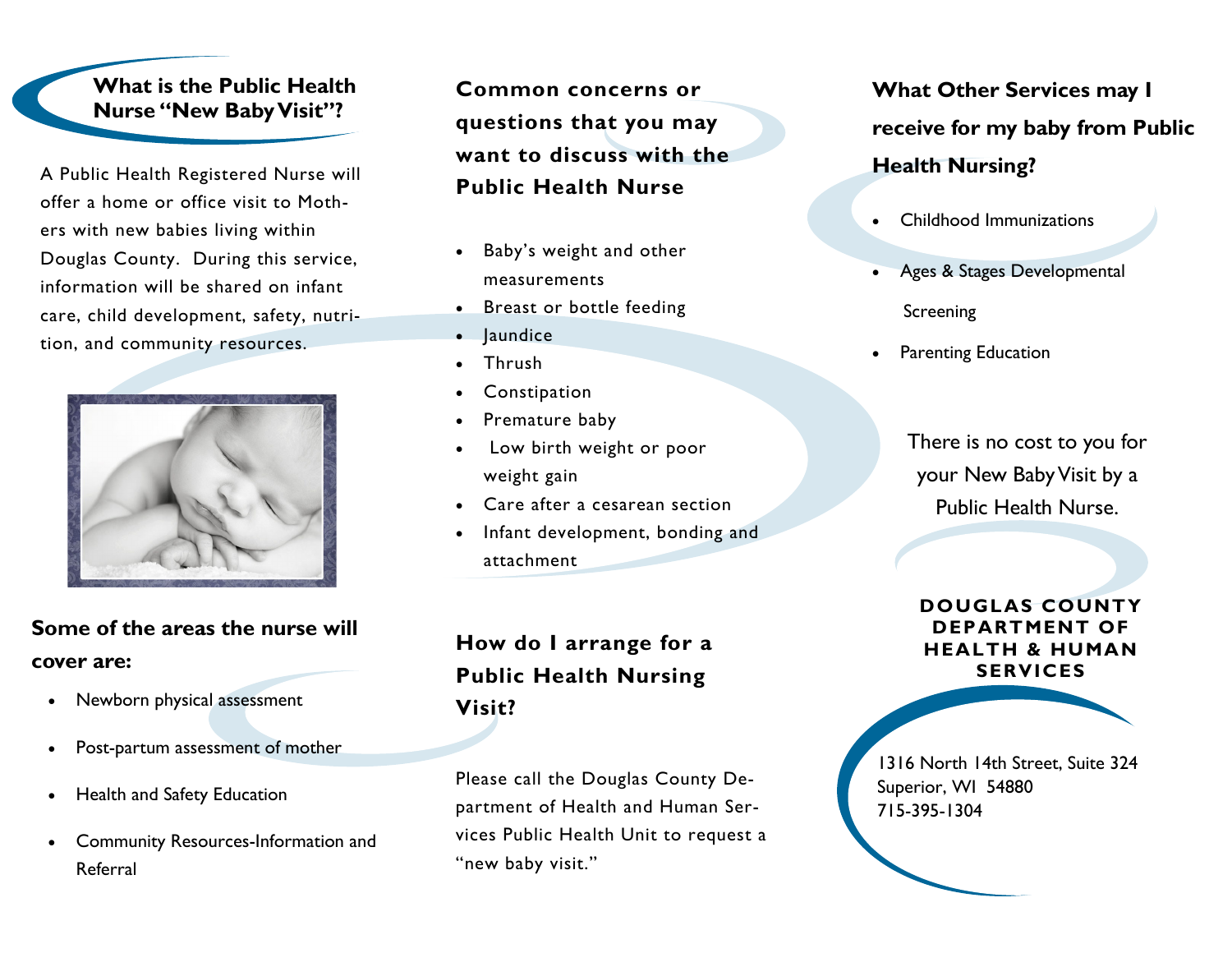## What is the Public Health Nurse "New Baby Visit"?

A Public Health Registered Nurse will offer a home or office visit to Mothers with new babies living within Douglas County. During this service, information will be shared on infant care, child development, safety, nutrition, and community resources.

## Some of the areas the nurse will cover are:

- Newborn physical assessment
- Post-partum assessment of mother
- Health and Safety Education
- Community Resources-Information and Referral

## Common concerns or questions that you may want to discuss with the Public Health Nurse

- Baby's weight and other measurements
- Breast or bottle feeding
- Jaundice
- Thrush
- Constipation
- Premature baby
- Low birth weight or poor weight gain
- Care after a cesarean section
- Infant development, bonding and attachment

## How do I arrange for a Public Health Nursing Visit?

Please call the Douglas County Department of Health and Human Services Public Health Unit to request a "new baby visit."

## What Other Services may I receive for my baby from Public Health Nursing?

- Childhood Immunizations
- Ages & Stages Developmental Screening
- Parenting Education

There is no cost to you for your New Baby Visit by a Public Health Nurse.

**DOUGLAS COUNTY DEPARTMENT OF HEALTH & HUMAN SERVICES**

1316 North 14th Street, Suite 324
Superior, WI 54880
715-395-1304